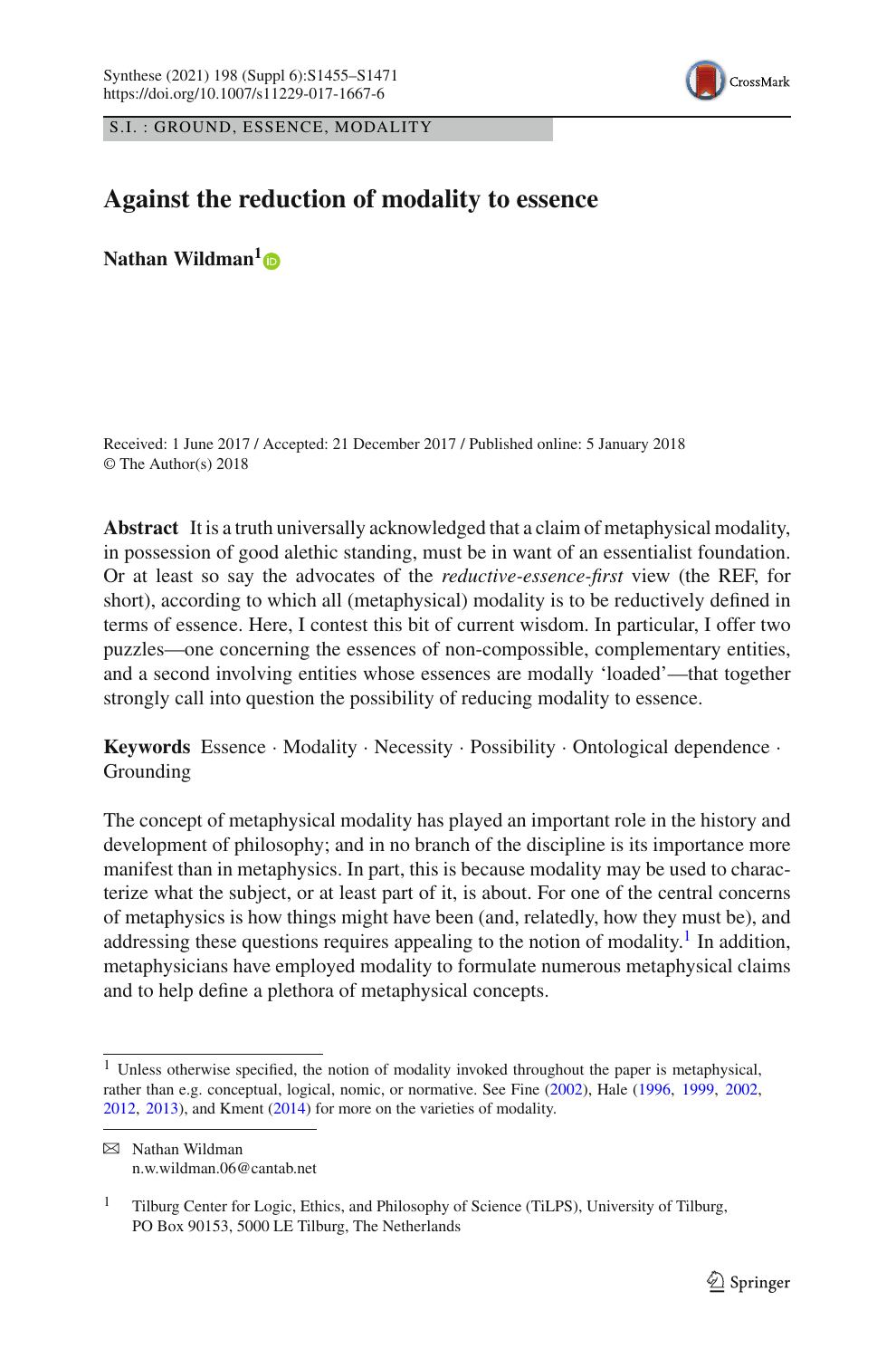S.I. : GROUND, ESSENCE, MODALITY

# Against the reduction of modality to essence

**Nathan Wildman**[1]

Received: 1 June 2017 / Accepted: 21 December 2017 / Published online: 5 January 2018
© The Author(s) 2018

**Abstract** It is a truth universally acknowledged that a claim of metaphysical modality, in possession of good alethic standing, must be in want of an essentialist foundation. Or at least so say the advocates of the *reductive-essence-first* view (the REF, for short), according to which all (metaphysical) modality is to be reductively defined in terms of essence. Here, I contest this bit of current wisdom. In particular, I offer two puzzles—one concerning the essences of non-compossible, complementary entities, and a second involving entities whose essences are modally 'loaded'—that together strongly call into question the possibility of reducing modality to essence.

**Keywords** Essence · Modality · Necessity · Possibility · Ontological dependence · Grounding

The concept of metaphysical modality has played an important role in the history and development of philosophy; and in no branch of the discipline is its importance more manifest than in metaphysics. In part, this is because modality may be used to characterize what the subject, or at least part of it, is about. For one of the central concerns of metaphysics is how things might have been (and, relatedly, how they must be), and addressing these questions requires appealing to the notion of modality.[1] In addition, metaphysicians have employed modality to formulate numerous metaphysical claims and to help define a plethora of metaphysical concepts.

[1] Unless otherwise specified, the notion of modality invoked throughout the paper is metaphysical, rather than e.g. conceptual, logical, nomic, or normative. See Fine (2002), Hale (1996, 1999, 2002, 2012, 2013), and Kment (2014) for more on the varieties of modality.

✉ Nathan Wildman
n.w.wildman.06@cantab.net

[1] Tilburg Center for Logic, Ethics, and Philosophy of Science (TiLPS), University of Tilburg, PO Box 90153, 5000 LE Tilburg, The Netherlands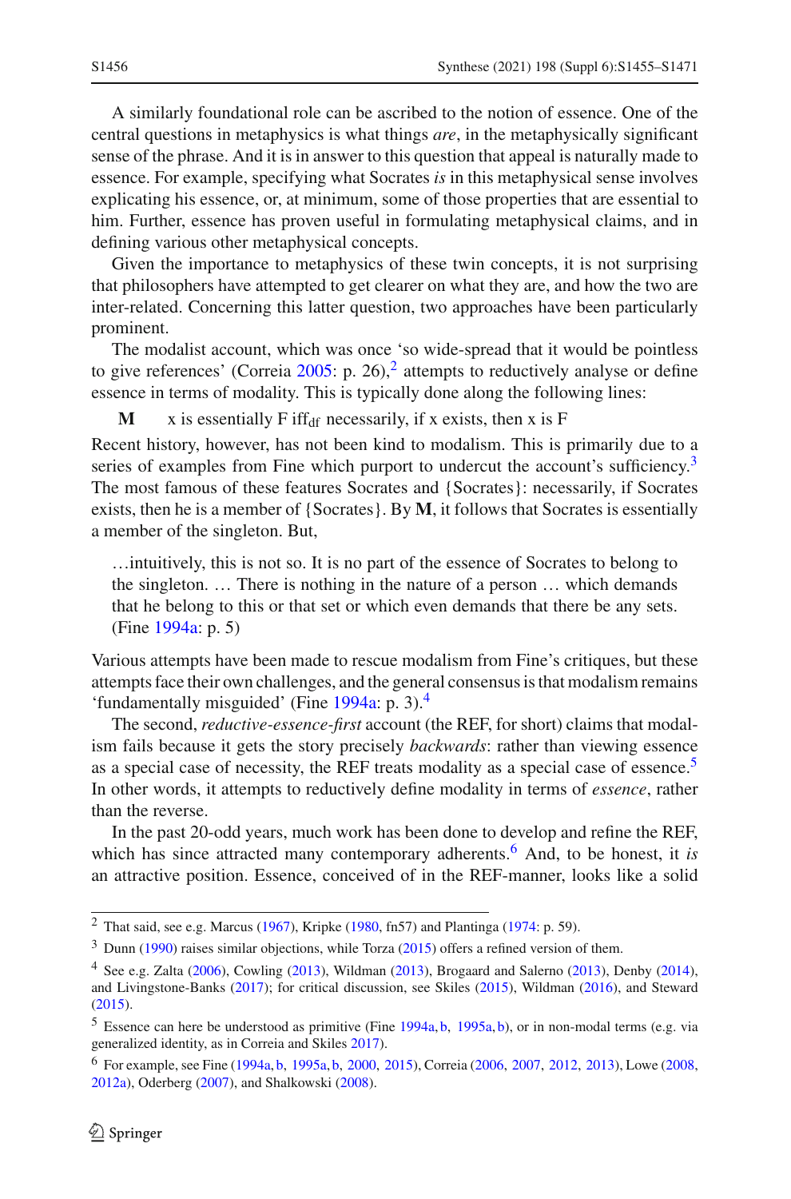A similarly foundational role can be ascribed to the notion of essence. One of the central questions in metaphysics is what things *are*, in the metaphysically significant sense of the phrase. And it is in answer to this question that appeal is naturally made to essence. For example, specifying what Socrates *is* in this metaphysical sense involves explicating his essence, or, at minimum, some of those properties that are essential to him. Further, essence has proven useful in formulating metaphysical claims, and in defining various other metaphysical concepts.

Given the importance to metaphysics of these twin concepts, it is not surprising that philosophers have attempted to get clearer on what they are, and how the two are inter-related. Concerning this latter question, two approaches have been particularly prominent.

The modalist account, which was once 'so wide-spread that it would be pointless to give references' (Correia 2005: p. 26),[2] attempts to reductively analyse or define essence in terms of modality. This is typically done along the following lines:

**M** x is essentially F iff$_{\text{df}}$ necessarily, if x exists, then x is F

Recent history, however, has not been kind to modalism. This is primarily due to a series of examples from Fine which purport to undercut the account's sufficiency.[3] The most famous of these features Socrates and {Socrates}: necessarily, if Socrates exists, then he is a member of {Socrates}. By **M**, it follows that Socrates is essentially a member of the singleton. But,

> …intuitively, this is not so. It is no part of the essence of Socrates to belong to the singleton. … There is nothing in the nature of a person … which demands that he belong to this or that set or which even demands that there be any sets. (Fine 1994a: p. 5)

Various attempts have been made to rescue modalism from Fine's critiques, but these attempts face their own challenges, and the general consensus is that modalism remains 'fundamentally misguided' (Fine 1994a: p. 3).[4]

The second, *reductive-essence-first* account (the REF, for short) claims that modalism fails because it gets the story precisely *backwards*: rather than viewing essence as a special case of necessity, the REF treats modality as a special case of essence.[5] In other words, it attempts to reductively define modality in terms of *essence*, rather than the reverse.

In the past 20-odd years, much work has been done to develop and refine the REF, which has since attracted many contemporary adherents.[6] And, to be honest, it *is* an attractive position. Essence, conceived of in the REF-manner, looks like a solid

---

[2] That said, see e.g. Marcus (1967), Kripke (1980, fn57) and Plantinga (1974: p. 59).

[3] Dunn (1990) raises similar objections, while Torza (2015) offers a refined version of them.

[4] See e.g. Zalta (2006), Cowling (2013), Wildman (2013), Brogaard and Salerno (2013), Denby (2014), and Livingstone-Banks (2017); for critical discussion, see Skiles (2015), Wildman (2016), and Steward (2015).

[5] Essence can here be understood as primitive (Fine 1994a, b, 1995a, b), or in non-modal terms (e.g. via generalized identity, as in Correia and Skiles 2017).

[6] For example, see Fine (1994a, b, 1995a, b, 2000, 2015), Correia (2006, 2007, 2012, 2013), Lowe (2008, 2012a), Oderberg (2007), and Shalkowski (2008).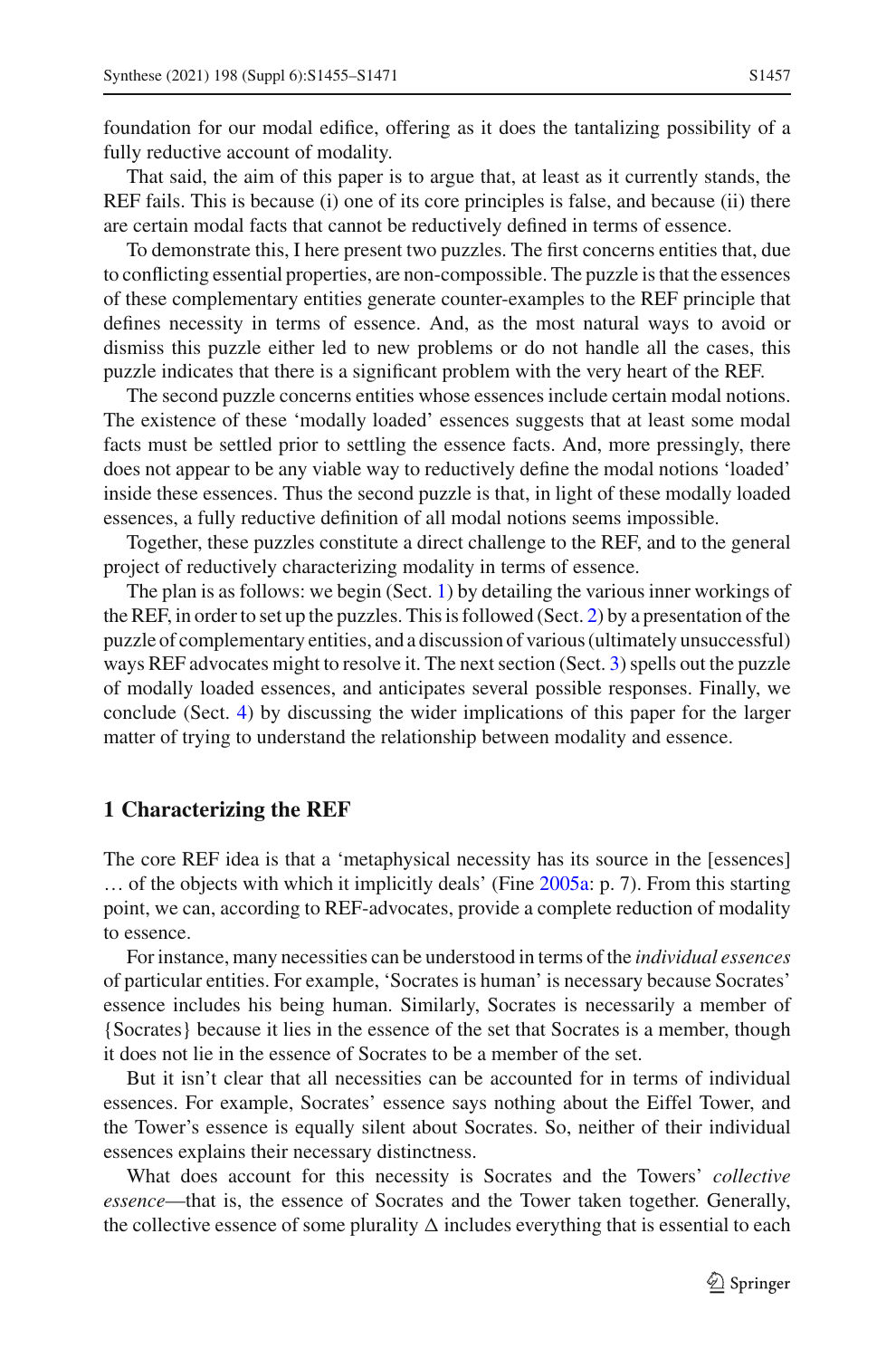foundation for our modal edifice, offering as it does the tantalizing possibility of a fully reductive account of modality.

That said, the aim of this paper is to argue that, at least as it currently stands, the REF fails. This is because (i) one of its core principles is false, and because (ii) there are certain modal facts that cannot be reductively defined in terms of essence.

To demonstrate this, I here present two puzzles. The first concerns entities that, due to conflicting essential properties, are non-compossible. The puzzle is that the essences of these complementary entities generate counter-examples to the REF principle that defines necessity in terms of essence. And, as the most natural ways to avoid or dismiss this puzzle either led to new problems or do not handle all the cases, this puzzle indicates that there is a significant problem with the very heart of the REF.

The second puzzle concerns entities whose essences include certain modal notions. The existence of these 'modally loaded' essences suggests that at least some modal facts must be settled prior to settling the essence facts. And, more pressingly, there does not appear to be any viable way to reductively define the modal notions 'loaded' inside these essences. Thus the second puzzle is that, in light of these modally loaded essences, a fully reductive definition of all modal notions seems impossible.

Together, these puzzles constitute a direct challenge to the REF, and to the general project of reductively characterizing modality in terms of essence.

The plan is as follows: we begin (Sect. 1) by detailing the various inner workings of the REF, in order to set up the puzzles. This is followed (Sect. 2) by a presentation of the puzzle of complementary entities, and a discussion of various (ultimately unsuccessful) ways REF advocates might to resolve it. The next section (Sect. 3) spells out the puzzle of modally loaded essences, and anticipates several possible responses. Finally, we conclude (Sect. 4) by discussing the wider implications of this paper for the larger matter of trying to understand the relationship between modality and essence.

## 1 Characterizing the REF

The core REF idea is that a 'metaphysical necessity has its source in the [essences] … of the objects with which it implicitly deals' (Fine 2005a: p. 7). From this starting point, we can, according to REF-advocates, provide a complete reduction of modality to essence.

For instance, many necessities can be understood in terms of the *individual essences* of particular entities. For example, 'Socrates is human' is necessary because Socrates' essence includes his being human. Similarly, Socrates is necessarily a member of {Socrates} because it lies in the essence of the set that Socrates is a member, though it does not lie in the essence of Socrates to be a member of the set.

But it isn't clear that all necessities can be accounted for in terms of individual essences. For example, Socrates' essence says nothing about the Eiffel Tower, and the Tower's essence is equally silent about Socrates. So, neither of their individual essences explains their necessary distinctness.

What does account for this necessity is Socrates and the Towers' *collective essence*—that is, the essence of Socrates and the Tower taken together. Generally, the collective essence of some plurality $\Delta$ includes everything that is essential to each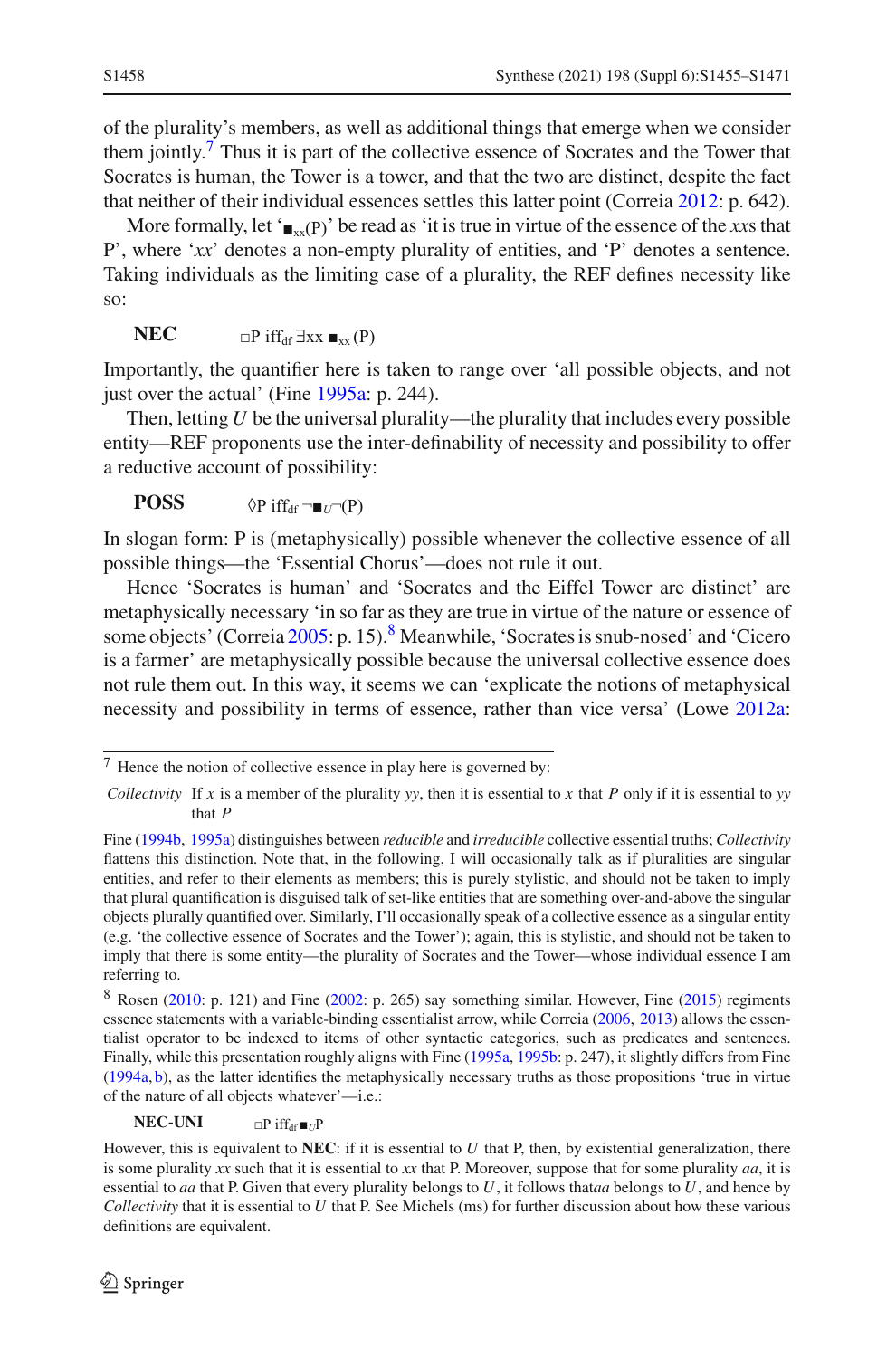of the plurality's members, as well as additional things that emerge when we consider them jointly.[7] Thus it is part of the collective essence of Socrates and the Tower that Socrates is human, the Tower is a tower, and that the two are distinct, despite the fact that neither of their individual essences settles this latter point (Correia 2012: p. 642).

More formally, let '$\blacksquare_{xx}$(P)' be read as 'it is true in virtue of the essence of the *xx*s that P', where '*xx*' denotes a non-empty plurality of entities, and 'P' denotes a sentence. Taking individuals as the limiting case of a plurality, the REF defines necessity like so:

**NEC** $\quad \Box P \text{ iff}_{df} \exists xx \blacksquare_{xx}(P)$

Importantly, the quantifier here is taken to range over 'all possible objects, and not just over the actual' (Fine 1995a: p. 244).

Then, letting *U* be the universal plurality—the plurality that includes every possible entity—REF proponents use the inter-definability of necessity and possibility to offer a reductive account of possibility:

**POSS** $\quad \Diamond P \text{ iff}_{df} \neg\blacksquare_{U}\neg(P)$

In slogan form: P is (metaphysically) possible whenever the collective essence of all possible things—the 'Essential Chorus'—does not rule it out.

Hence 'Socrates is human' and 'Socrates and the Eiffel Tower are distinct' are metaphysically necessary 'in so far as they are true in virtue of the nature or essence of some objects' (Correia 2005: p. 15).[8] Meanwhile, 'Socrates is snub-nosed' and 'Cicero is a farmer' are metaphysically possible because the universal collective essence does not rule them out. In this way, it seems we can 'explicate the notions of metaphysical necessity and possibility in terms of essence, rather than vice versa' (Lowe 2012a:

---

[7] Hence the notion of collective essence in play here is governed by:

*Collectivity* If *x* is a member of the plurality *yy*, then it is essential to *x* that *P* only if it is essential to *yy* that *P*

Fine (1994b, 1995a) distinguishes between *reducible* and *irreducible* collective essential truths; *Collectivity* flattens this distinction. Note that, in the following, I will occasionally talk as if pluralities are singular entities, and refer to their elements as members; this is purely stylistic, and should not be taken to imply that plural quantification is disguised talk of set-like entities that are something over-and-above the singular objects plurally quantified over. Similarly, I'll occasionally speak of a collective essence as a singular entity (e.g. 'the collective essence of Socrates and the Tower'); again, this is stylistic, and should not be taken to imply that there is some entity—the plurality of Socrates and the Tower—whose individual essence I am referring to.

[8] Rosen (2010: p. 121) and Fine (2002: p. 265) say something similar. However, Fine (2015) regiments essence statements with a variable-binding essentialist arrow, while Correia (2006, 2013) allows the essentialist operator to be indexed to items of other syntactic categories, such as predicates and sentences. Finally, while this presentation roughly aligns with Fine (1995a, 1995b: p. 247), it slightly differs from Fine (1994a, b), as the latter identifies the metaphysically necessary truths as those propositions 'true in virtue of the nature of all objects whatever'—i.e.:

**NEC-UNI** $\quad \Box P \text{ iff}_{df} \blacksquare_{U} P$

However, this is equivalent to **NEC**: if it is essential to *U* that P, then, by existential generalization, there is some plurality *xx* such that it is essential to *xx* that P. Moreover, suppose that for some plurality *aa*, it is essential to *aa* that P. Given that every plurality belongs to *U*, it follows that*aa* belongs to *U*, and hence by *Collectivity* that it is essential to *U* that P. See Michels (ms) for further discussion about how these various definitions are equivalent.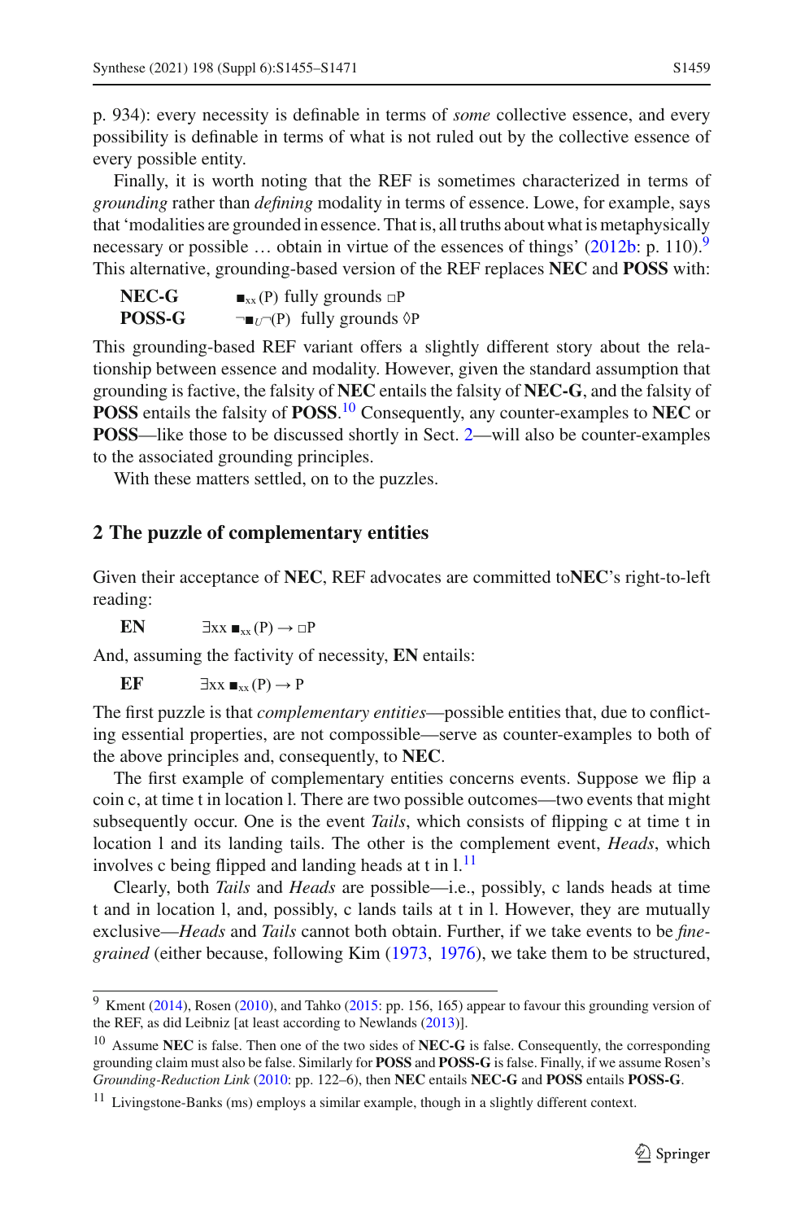p. 934): every necessity is definable in terms of *some* collective essence, and every possibility is definable in terms of what is not ruled out by the collective essence of every possible entity.

Finally, it is worth noting that the REF is sometimes characterized in terms of *grounding* rather than *defining* modality in terms of essence. Lowe, for example, says that 'modalities are grounded in essence. That is, all truths about what is metaphysically necessary or possible … obtain in virtue of the essences of things' (2012b: p. 110).[9] This alternative, grounding-based version of the REF replaces **NEC** and **POSS** with:

**NEC-G** $\blacksquare_{xx}(P)$ fully grounds $\Box P$
**POSS-G** $\neg\blacksquare_{U}\neg(P)$ fully grounds $\Diamond P$

This grounding-based REF variant offers a slightly different story about the relationship between essence and modality. However, given the standard assumption that grounding is factive, the falsity of **NEC** entails the falsity of **NEC-G**, and the falsity of **POSS** entails the falsity of **POSS**.[10] Consequently, any counter-examples to **NEC** or **POSS**—like those to be discussed shortly in Sect. 2—will also be counter-examples to the associated grounding principles.

With these matters settled, on to the puzzles.

## 2 The puzzle of complementary entities

Given their acceptance of **NEC**, REF advocates are committed to**NEC**'s right-to-left reading:

**EN** $\exists xx\ \blacksquare_{xx}(P) \rightarrow \Box P$

And, assuming the factivity of necessity, **EN** entails:

**EF** $\exists xx\ \blacksquare_{xx}(P) \rightarrow P$

The first puzzle is that *complementary entities*—possible entities that, due to conflicting essential properties, are not compossible—serve as counter-examples to both of the above principles and, consequently, to **NEC**.

The first example of complementary entities concerns events. Suppose we flip a coin c, at time t in location l. There are two possible outcomes—two events that might subsequently occur. One is the event *Tails*, which consists of flipping c at time t in location l and its landing tails. The other is the complement event, *Heads*, which involves c being flipped and landing heads at t in l.[11]

Clearly, both *Tails* and *Heads* are possible—i.e., possibly, c lands heads at time t and in location l, and, possibly, c lands tails at t in l. However, they are mutually exclusive—*Heads* and *Tails* cannot both obtain. Further, if we take events to be *fine-grained* (either because, following Kim (1973, 1976), we take them to be structured,

---

[9] Kment (2014), Rosen (2010), and Tahko (2015: pp. 156, 165) appear to favour this grounding version of the REF, as did Leibniz [at least according to Newlands (2013)].

[10] Assume **NEC** is false. Then one of the two sides of **NEC-G** is false. Consequently, the corresponding grounding claim must also be false. Similarly for **POSS** and **POSS-G** is false. Finally, if we assume Rosen's *Grounding-Reduction Link* (2010: pp. 122–6), then **NEC** entails **NEC-G** and **POSS** entails **POSS-G**.

[11] Livingstone-Banks (ms) employs a similar example, though in a slightly different context.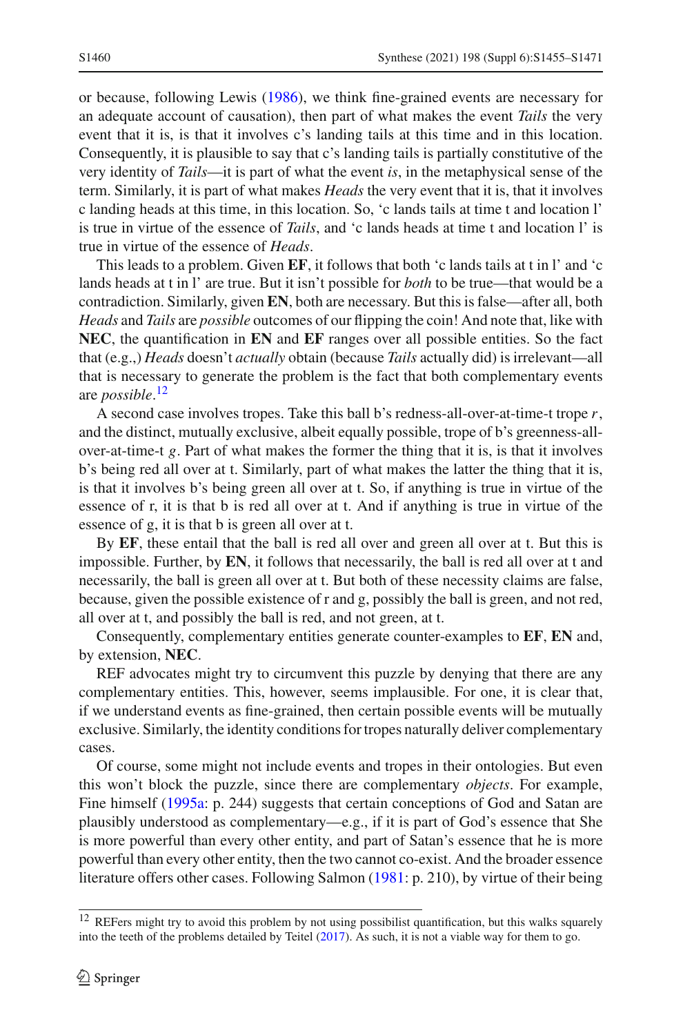or because, following Lewis (1986), we think fine-grained events are necessary for an adequate account of causation), then part of what makes the event *Tails* the very event that it is, is that it involves c's landing tails at this time and in this location. Consequently, it is plausible to say that c's landing tails is partially constitutive of the very identity of *Tails*—it is part of what the event *is*, in the metaphysical sense of the term. Similarly, it is part of what makes *Heads* the very event that it is, that it involves c landing heads at this time, in this location. So, 'c lands tails at time t and location l' is true in virtue of the essence of *Tails*, and 'c lands heads at time t and location l' is true in virtue of the essence of *Heads*.

This leads to a problem. Given **EF**, it follows that both 'c lands tails at t in l' and 'c lands heads at t in l' are true. But it isn't possible for *both* to be true—that would be a contradiction. Similarly, given **EN**, both are necessary. But this is false—after all, both *Heads* and *Tails* are *possible* outcomes of our flipping the coin! And note that, like with **NEC**, the quantification in **EN** and **EF** ranges over all possible entities. So the fact that (e.g.,) *Heads* doesn't *actually* obtain (because *Tails* actually did) is irrelevant—all that is necessary to generate the problem is the fact that both complementary events are *possible*.[12]

A second case involves tropes. Take this ball b's redness-all-over-at-time-t trope $r$, and the distinct, mutually exclusive, albeit equally possible, trope of b's greenness-all-over-at-time-t $g$. Part of what makes the former the thing that it is, is that it involves b's being red all over at t. Similarly, part of what makes the latter the thing that it is, is that it involves b's being green all over at t. So, if anything is true in virtue of the essence of r, it is that b is red all over at t. And if anything is true in virtue of the essence of g, it is that b is green all over at t.

By **EF**, these entail that the ball is red all over and green all over at t. But this is impossible. Further, by **EN**, it follows that necessarily, the ball is red all over at t and necessarily, the ball is green all over at t. But both of these necessity claims are false, because, given the possible existence of r and g, possibly the ball is green, and not red, all over at t, and possibly the ball is red, and not green, at t.

Consequently, complementary entities generate counter-examples to **EF**, **EN** and, by extension, **NEC**.

REF advocates might try to circumvent this puzzle by denying that there are any complementary entities. This, however, seems implausible. For one, it is clear that, if we understand events as fine-grained, then certain possible events will be mutually exclusive. Similarly, the identity conditions for tropes naturally deliver complementary cases.

Of course, some might not include events and tropes in their ontologies. But even this won't block the puzzle, since there are complementary *objects*. For example, Fine himself (1995a: p. 244) suggests that certain conceptions of God and Satan are plausibly understood as complementary—e.g., if it is part of God's essence that She is more powerful than every other entity, and part of Satan's essence that he is more powerful than every other entity, then the two cannot co-exist. And the broader essence literature offers other cases. Following Salmon (1981: p. 210), by virtue of their being

[12] REFers might try to avoid this problem by not using possibilist quantification, but this walks squarely into the teeth of the problems detailed by Teitel (2017). As such, it is not a viable way for them to go.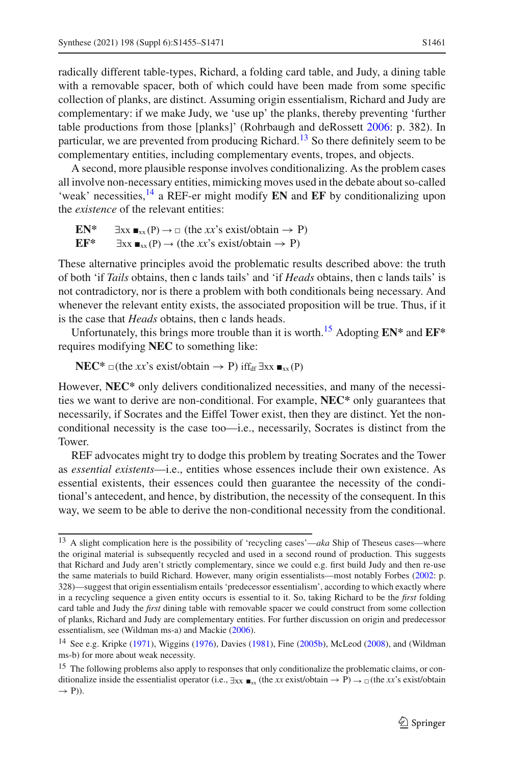radically different table-types, Richard, a folding card table, and Judy, a dining table with a removable spacer, both of which could have been made from some specific collection of planks, are distinct. Assuming origin essentialism, Richard and Judy are complementary: if we make Judy, we 'use up' the planks, thereby preventing 'further table productions from those [planks]' (Rohrbaugh and deRossett 2006: p. 382). In particular, we are prevented from producing Richard.[13] So there definitely seem to be complementary entities, including complementary events, tropes, and objects.

A second, more plausible response involves conditionalizing. As the problem cases all involve non-necessary entities, mimicking moves used in the debate about so-called 'weak' necessities,[14] a REF-er might modify **EN** and **EF** by conditionalizing upon the *existence* of the relevant entities:

**EN*** $\exists xx \blacksquare_{xx}(P) \rightarrow \Box$ (the *xx*'s exist/obtain $\rightarrow$ P)
**EF*** $\exists xx \blacksquare_{xx}(P) \rightarrow$ (the *xx*'s exist/obtain $\rightarrow$ P)

These alternative principles avoid the problematic results described above: the truth of both 'if *Tails* obtains, then c lands tails' and 'if *Heads* obtains, then c lands tails' is not contradictory, nor is there a problem with both conditionals being necessary. And whenever the relevant entity exists, the associated proposition will be true. Thus, if it is the case that *Heads* obtains, then c lands heads.

Unfortunately, this brings more trouble than it is worth.[15] Adopting **EN*** and **EF*** requires modifying **NEC** to something like:

**NEC*** $\Box$(the *xx*'s exist/obtain $\rightarrow$ P) iff$_{df}$ $\exists xx \blacksquare_{xx}(P)$

However, **NEC*** only delivers conditionalized necessities, and many of the necessities we want to derive are non-conditional. For example, **NEC*** only guarantees that necessarily, if Socrates and the Eiffel Tower exist, then they are distinct. Yet the non-conditional necessity is the case too—i.e., necessarily, Socrates is distinct from the Tower.

REF advocates might try to dodge this problem by treating Socrates and the Tower as *essential existents*—i.e., entities whose essences include their own existence. As essential existents, their essences could then guarantee the necessity of the conditional's antecedent, and hence, by distribution, the necessity of the consequent. In this way, we seem to be able to derive the non-conditional necessity from the conditional.

---

[13] A slight complication here is the possibility of 'recycling cases'—*aka* Ship of Theseus cases—where the original material is subsequently recycled and used in a second round of production. This suggests that Richard and Judy aren't strictly complementary, since we could e.g. first build Judy and then re-use the same materials to build Richard. However, many origin essentialists—most notably Forbes (2002: p. 328)—suggest that origin essentialism entails 'predecessor essentialism', according to which exactly where in a recycling sequence a given entity occurs is essential to it. So, taking Richard to be the *first* folding card table and Judy the *first* dining table with removable spacer we could construct from some collection of planks, Richard and Judy are complementary entities. For further discussion on origin and predecessor essentialism, see (Wildman ms-a) and Mackie (2006).

[14] See e.g. Kripke (1971), Wiggins (1976), Davies (1981), Fine (2005b), McLeod (2008), and (Wildman ms-b) for more about weak necessity.

[15] The following problems also apply to responses that only conditionalize the problematic claims, or conditionalize inside the essentialist operator (i.e., $\exists xx \blacksquare_{xx}$ (the *xx* exist/obtain $\rightarrow$ P) $\rightarrow \Box$(the *xx*'s exist/obtain $\rightarrow$ P)).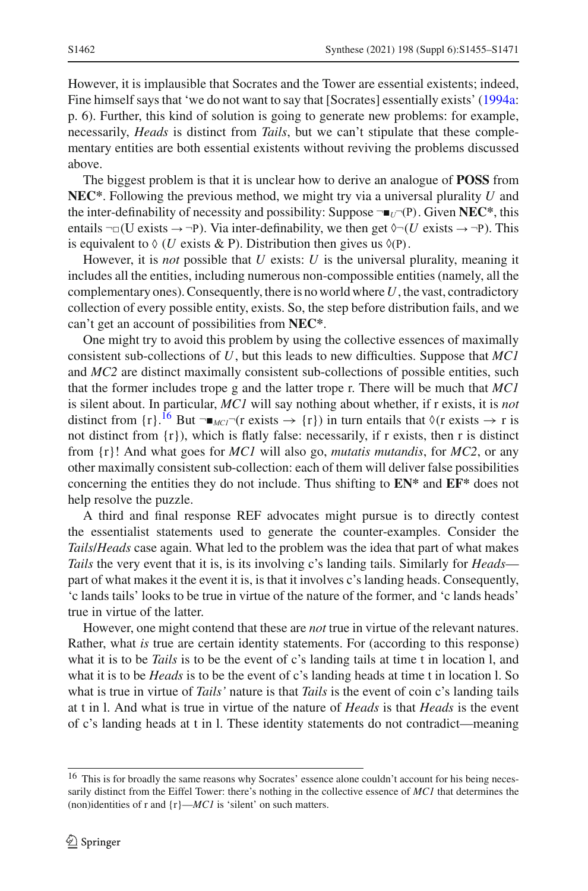However, it is implausible that Socrates and the Tower are essential existents; indeed, Fine himself says that 'we do not want to say that [Socrates] essentially exists' (1994a: p. 6). Further, this kind of solution is going to generate new problems: for example, necessarily, *Heads* is distinct from *Tails*, but we can't stipulate that these complementary entities are both essential existents without reviving the problems discussed above.

The biggest problem is that it is unclear how to derive an analogue of **POSS** from **NEC***. Following the previous method, we might try via a universal plurality *U* and the inter-definability of necessity and possibility: Suppose $\neg\blacksquare_U\neg(\mathrm{P})$. Given **NEC***, this entails $\neg\Box(U \text{ exists} \rightarrow \neg\mathrm{P})$. Via inter-definability, we then get $\Diamond\neg(U \text{ exists} \rightarrow \neg\mathrm{P})$. This is equivalent to $\Diamond\,(U \text{ exists} \;\&\; \mathrm{P})$. Distribution then gives us $\Diamond(\mathrm{P})$.

However, it is *not* possible that *U* exists: *U* is the universal plurality, meaning it includes all the entities, including numerous non-compossible entities (namely, all the complementary ones). Consequently, there is no world where *U*, the vast, contradictory collection of every possible entity, exists. So, the step before distribution fails, and we can't get an account of possibilities from **NEC***.

One might try to avoid this problem by using the collective essences of maximally consistent sub-collections of *U*, but this leads to new difficulties. Suppose that *MC1* and *MC2* are distinct maximally consistent sub-collections of possible entities, such that the former includes trope g and the latter trope r. There will be much that *MC1* is silent about. In particular, *MC1* will say nothing about whether, if r exists, it is *not* distinct from {r}.[16] But $\neg\blacksquare_{MC1}\neg(\mathrm{r} \text{ exists} \rightarrow \{\mathrm{r}\})$ in turn entails that $\Diamond(\mathrm{r} \text{ exists} \rightarrow \mathrm{r}$ is not distinct from $\{\mathrm{r}\})$, which is flatly false: necessarily, if r exists, then r is distinct from {r}! And what goes for *MC1* will also go, *mutatis mutandis*, for *MC2*, or any other maximally consistent sub-collection: each of them will deliver false possibilities concerning the entities they do not include. Thus shifting to **EN*** and **EF*** does not help resolve the puzzle.

A third and final response REF advocates might pursue is to directly contest the essentialist statements used to generate the counter-examples. Consider the *Tails*/*Heads* case again. What led to the problem was the idea that part of what makes *Tails* the very event that it is, is its involving c's landing tails. Similarly for *Heads*—part of what makes it the event it is, is that it involves c's landing heads. Consequently, 'c lands tails' looks to be true in virtue of the nature of the former, and 'c lands heads' true in virtue of the latter.

However, one might contend that these are *not* true in virtue of the relevant natures. Rather, what *is* true are certain identity statements. For (according to this response) what it is to be *Tails* is to be the event of c's landing tails at time t in location l, and what it is to be *Heads* is to be the event of c's landing heads at time t in location l. So what is true in virtue of *Tails'* nature is that *Tails* is the event of coin c's landing tails at t in l. And what is true in virtue of the nature of *Heads* is that *Heads* is the event of c's landing heads at t in l. These identity statements do not contradict—meaning

[16] This is for broadly the same reasons why Socrates' essence alone couldn't account for his being necessarily distinct from the Eiffel Tower: there's nothing in the collective essence of *MC1* that determines the (non)identities of r and {r}—*MC1* is 'silent' on such matters.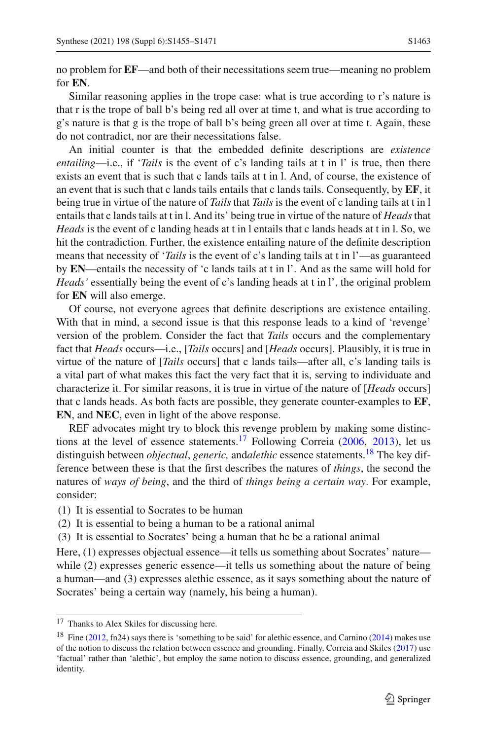no problem for **EF**—and both of their necessitations seem true—meaning no problem for **EN**.

Similar reasoning applies in the trope case: what is true according to r's nature is that r is the trope of ball b's being red all over at time t, and what is true according to g's nature is that g is the trope of ball b's being green all over at time t. Again, these do not contradict, nor are their necessitations false.

An initial counter is that the embedded definite descriptions are *existence entailing*—i.e., if '*Tails* is the event of c's landing tails at t in l' is true, then there exists an event that is such that c lands tails at t in l. And, of course, the existence of an event that is such that c lands tails entails that c lands tails. Consequently, by **EF**, it being true in virtue of the nature of *Tails* that *Tails* is the event of c landing tails at t in l entails that c lands tails at t in l. And its' being true in virtue of the nature of *Heads* that *Heads* is the event of c landing heads at t in l entails that c lands heads at t in l. So, we hit the contradiction. Further, the existence entailing nature of the definite description means that necessity of '*Tails* is the event of c's landing tails at t in l'—as guaranteed by **EN**—entails the necessity of 'c lands tails at t in l'. And as the same will hold for *Heads'* essentially being the event of c's landing heads at t in l', the original problem for **EN** will also emerge.

Of course, not everyone agrees that definite descriptions are existence entailing. With that in mind, a second issue is that this response leads to a kind of 'revenge' version of the problem. Consider the fact that *Tails* occurs and the complementary fact that *Heads* occurs—i.e., [*Tails* occurs] and [*Heads* occurs]. Plausibly, it is true in virtue of the nature of [*Tails* occurs] that c lands tails—after all, c's landing tails is a vital part of what makes this fact the very fact that it is, serving to individuate and characterize it. For similar reasons, it is true in virtue of the nature of [*Heads* occurs] that c lands heads. As both facts are possible, they generate counter-examples to **EF**, **EN**, and **NEC**, even in light of the above response.

REF advocates might try to block this revenge problem by making some distinctions at the level of essence statements.[17] Following Correia (2006, 2013), let us distinguish between *objectual*, *generic,* and*alethic* essence statements.[18] The key difference between these is that the first describes the natures of *things*, the second the natures of *ways of being*, and the third of *things being a certain way*. For example, consider:

(1) It is essential to Socrates to be human
(2) It is essential to being a human to be a rational animal
(3) It is essential to Socrates' being a human that he be a rational animal

Here, (1) expresses objectual essence—it tells us something about Socrates' nature—while (2) expresses generic essence—it tells us something about the nature of being a human—and (3) expresses alethic essence, as it says something about the nature of Socrates' being a certain way (namely, his being a human).

---

[17] Thanks to Alex Skiles for discussing here.

[18] Fine (2012, fn24) says there is 'something to be said' for alethic essence, and Carnino (2014) makes use of the notion to discuss the relation between essence and grounding. Finally, Correia and Skiles (2017) use 'factual' rather than 'alethic', but employ the same notion to discuss essence, grounding, and generalized identity.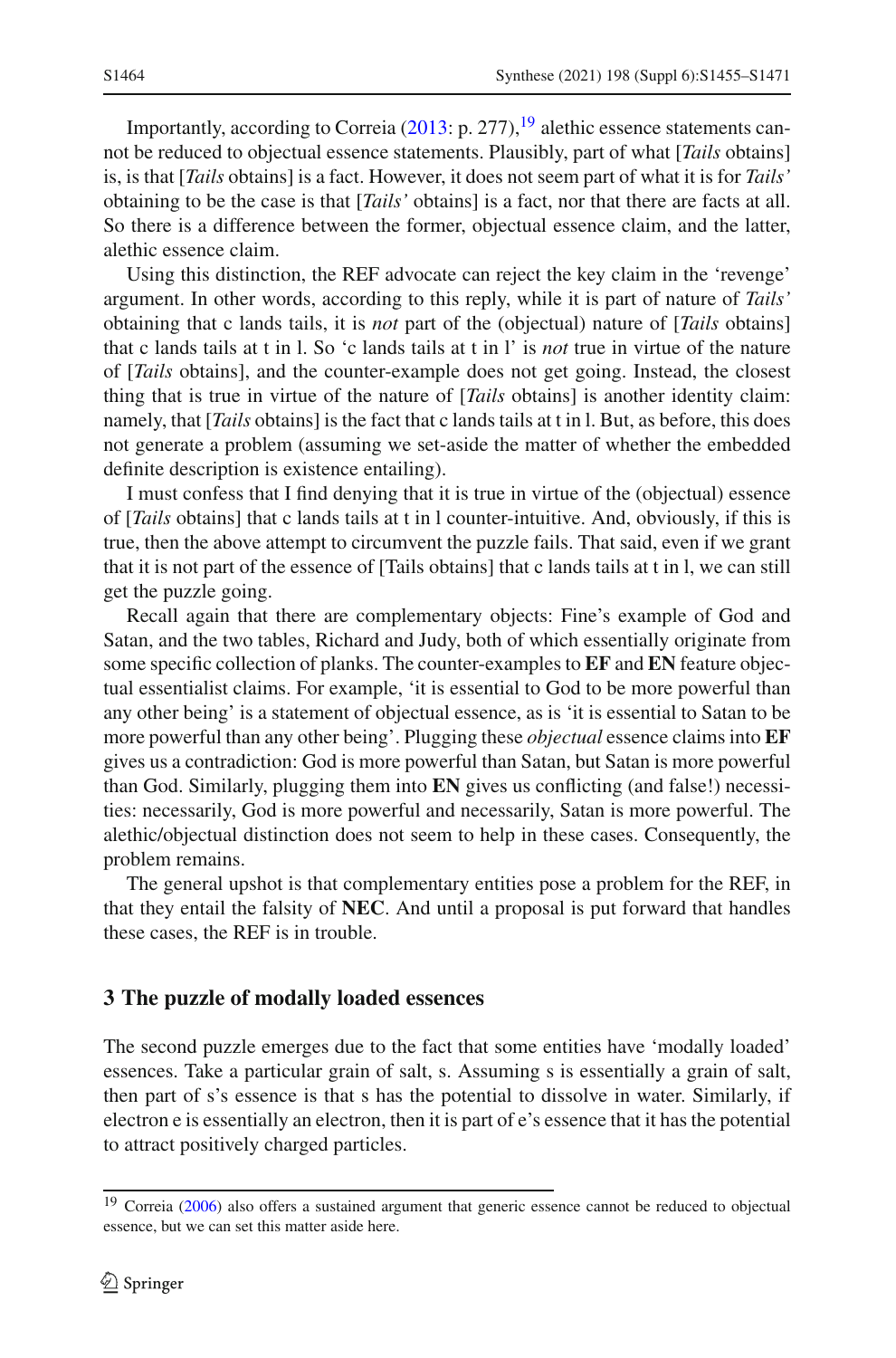Importantly, according to Correia (2013: p. 277),[19] alethic essence statements cannot be reduced to objectual essence statements. Plausibly, part of what [*Tails* obtains] is, is that [*Tails* obtains] is a fact. However, it does not seem part of what it is for *Tails'* obtaining to be the case is that [*Tails'* obtains] is a fact, nor that there are facts at all. So there is a difference between the former, objectual essence claim, and the latter, alethic essence claim.

Using this distinction, the REF advocate can reject the key claim in the 'revenge' argument. In other words, according to this reply, while it is part of nature of *Tails'* obtaining that c lands tails, it is *not* part of the (objectual) nature of [*Tails* obtains] that c lands tails at t in l. So 'c lands tails at t in l' is *not* true in virtue of the nature of [*Tails* obtains], and the counter-example does not get going. Instead, the closest thing that is true in virtue of the nature of [*Tails* obtains] is another identity claim: namely, that [*Tails* obtains] is the fact that c lands tails at t in l. But, as before, this does not generate a problem (assuming we set-aside the matter of whether the embedded definite description is existence entailing).

I must confess that I find denying that it is true in virtue of the (objectual) essence of [*Tails* obtains] that c lands tails at t in l counter-intuitive. And, obviously, if this is true, then the above attempt to circumvent the puzzle fails. That said, even if we grant that it is not part of the essence of [Tails obtains] that c lands tails at t in l, we can still get the puzzle going.

Recall again that there are complementary objects: Fine's example of God and Satan, and the two tables, Richard and Judy, both of which essentially originate from some specific collection of planks. The counter-examples to **EF** and **EN** feature objectual essentialist claims. For example, 'it is essential to God to be more powerful than any other being' is a statement of objectual essence, as is 'it is essential to Satan to be more powerful than any other being'. Plugging these *objectual* essence claims into **EF** gives us a contradiction: God is more powerful than Satan, but Satan is more powerful than God. Similarly, plugging them into **EN** gives us conflicting (and false!) necessities: necessarily, God is more powerful and necessarily, Satan is more powerful. The alethic/objectual distinction does not seem to help in these cases. Consequently, the problem remains.

The general upshot is that complementary entities pose a problem for the REF, in that they entail the falsity of **NEC**. And until a proposal is put forward that handles these cases, the REF is in trouble.

## 3 The puzzle of modally loaded essences

The second puzzle emerges due to the fact that some entities have 'modally loaded' essences. Take a particular grain of salt, s. Assuming s is essentially a grain of salt, then part of s's essence is that s has the potential to dissolve in water. Similarly, if electron e is essentially an electron, then it is part of e's essence that it has the potential to attract positively charged particles.

---

[19] Correia (2006) also offers a sustained argument that generic essence cannot be reduced to objectual essence, but we can set this matter aside here.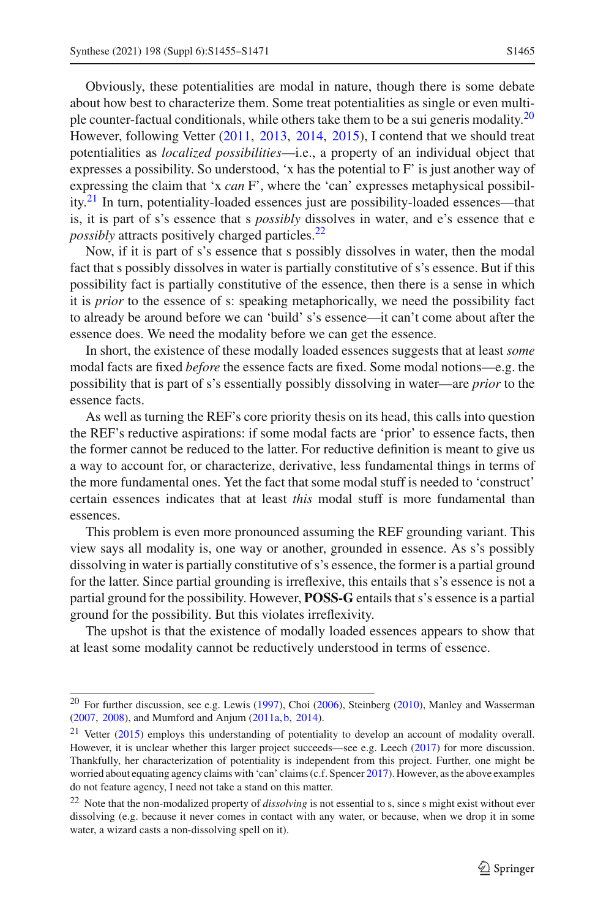Obviously, these potentialities are modal in nature, though there is some debate about how best to characterize them. Some treat potentialities as single or even multiple counter-factual conditionals, while others take them to be a sui generis modality.[20] However, following Vetter (2011, 2013, 2014, 2015), I contend that we should treat potentialities as *localized possibilities*—i.e., a property of an individual object that expresses a possibility. So understood, 'x has the potential to F' is just another way of expressing the claim that 'x *can* F', where the 'can' expresses metaphysical possibility.[21] In turn, potentiality-loaded essences just are possibility-loaded essences—that is, it is part of s's essence that s *possibly* dissolves in water, and e's essence that e *possibly* attracts positively charged particles.[22]

Now, if it is part of s's essence that s possibly dissolves in water, then the modal fact that s possibly dissolves in water is partially constitutive of s's essence. But if this possibility fact is partially constitutive of the essence, then there is a sense in which it is *prior* to the essence of s: speaking metaphorically, we need the possibility fact to already be around before we can 'build' s's essence—it can't come about after the essence does. We need the modality before we can get the essence.

In short, the existence of these modally loaded essences suggests that at least *some* modal facts are fixed *before* the essence facts are fixed. Some modal notions—e.g. the possibility that is part of s's essentially possibly dissolving in water—are *prior* to the essence facts.

As well as turning the REF's core priority thesis on its head, this calls into question the REF's reductive aspirations: if some modal facts are 'prior' to essence facts, then the former cannot be reduced to the latter. For reductive definition is meant to give us a way to account for, or characterize, derivative, less fundamental things in terms of the more fundamental ones. Yet the fact that some modal stuff is needed to 'construct' certain essences indicates that at least *this* modal stuff is more fundamental than essences.

This problem is even more pronounced assuming the REF grounding variant. This view says all modality is, one way or another, grounded in essence. As s's possibly dissolving in water is partially constitutive of s's essence, the former is a partial ground for the latter. Since partial grounding is irreflexive, this entails that s's essence is not a partial ground for the possibility. However, **POSS-G** entails that s's essence is a partial ground for the possibility. But this violates irreflexivity.

The upshot is that the existence of modally loaded essences appears to show that at least some modality cannot be reductively understood in terms of essence.

---

[20] For further discussion, see e.g. Lewis (1997), Choi (2006), Steinberg (2010), Manley and Wasserman (2007, 2008), and Mumford and Anjum (2011a, b, 2014).

[21] Vetter (2015) employs this understanding of potentiality to develop an account of modality overall. However, it is unclear whether this larger project succeeds—see e.g. Leech (2017) for more discussion. Thankfully, her characterization of potentiality is independent from this project. Further, one might be worried about equating agency claims with 'can' claims (c.f. Spencer 2017). However, as the above examples do not feature agency, I need not take a stand on this matter.

[22] Note that the non-modalized property of *dissolving* is not essential to s, since s might exist without ever dissolving (e.g. because it never comes in contact with any water, or because, when we drop it in some water, a wizard casts a non-dissolving spell on it).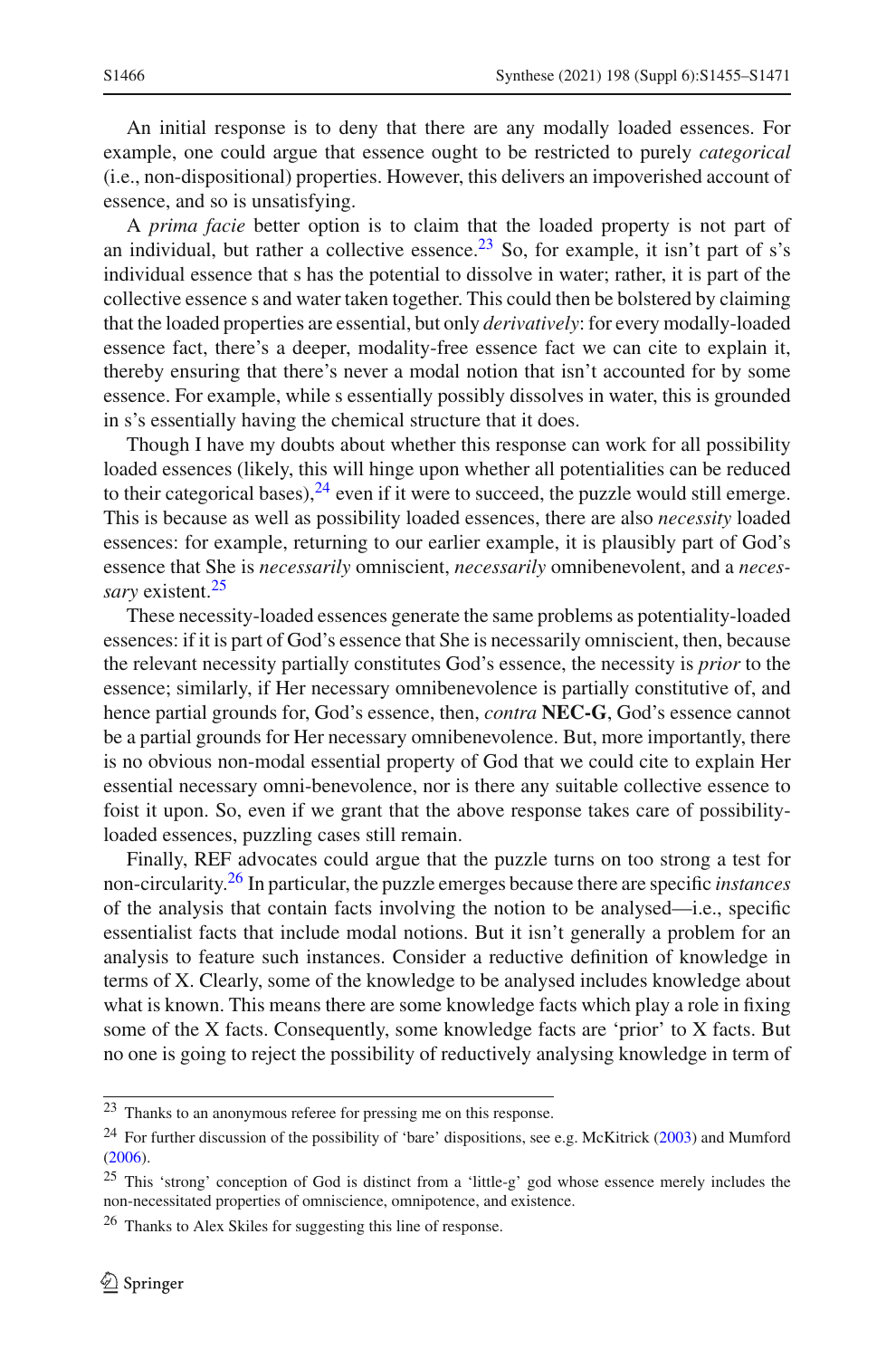An initial response is to deny that there are any modally loaded essences. For example, one could argue that essence ought to be restricted to purely *categorical* (i.e., non-dispositional) properties. However, this delivers an impoverished account of essence, and so is unsatisfying.

A *prima facie* better option is to claim that the loaded property is not part of an individual, but rather a collective essence.[23] So, for example, it isn't part of s's individual essence that s has the potential to dissolve in water; rather, it is part of the collective essence s and water taken together. This could then be bolstered by claiming that the loaded properties are essential, but only *derivatively*: for every modally-loaded essence fact, there's a deeper, modality-free essence fact we can cite to explain it, thereby ensuring that there's never a modal notion that isn't accounted for by some essence. For example, while s essentially possibly dissolves in water, this is grounded in s's essentially having the chemical structure that it does.

Though I have my doubts about whether this response can work for all possibility loaded essences (likely, this will hinge upon whether all potentialities can be reduced to their categorical bases),[24] even if it were to succeed, the puzzle would still emerge. This is because as well as possibility loaded essences, there are also *necessity* loaded essences: for example, returning to our earlier example, it is plausibly part of God's essence that She is *necessarily* omniscient, *necessarily* omnibenevolent, and a *necessary* existent.[25]

These necessity-loaded essences generate the same problems as potentiality-loaded essences: if it is part of God's essence that She is necessarily omniscient, then, because the relevant necessity partially constitutes God's essence, the necessity is *prior* to the essence; similarly, if Her necessary omnibenevolence is partially constitutive of, and hence partial grounds for, God's essence, then, *contra* **NEC-G**, God's essence cannot be a partial grounds for Her necessary omnibenevolence. But, more importantly, there is no obvious non-modal essential property of God that we could cite to explain Her essential necessary omni-benevolence, nor is there any suitable collective essence to foist it upon. So, even if we grant that the above response takes care of possibility-loaded essences, puzzling cases still remain.

Finally, REF advocates could argue that the puzzle turns on too strong a test for non-circularity.[26] In particular, the puzzle emerges because there are specific *instances* of the analysis that contain facts involving the notion to be analysed—i.e., specific essentialist facts that include modal notions. But it isn't generally a problem for an analysis to feature such instances. Consider a reductive definition of knowledge in terms of X. Clearly, some of the knowledge to be analysed includes knowledge about what is known. This means there are some knowledge facts which play a role in fixing some of the X facts. Consequently, some knowledge facts are 'prior' to X facts. But no one is going to reject the possibility of reductively analysing knowledge in term of

---

[23] Thanks to an anonymous referee for pressing me on this response.

[24] For further discussion of the possibility of 'bare' dispositions, see e.g. McKitrick (2003) and Mumford (2006).

[25] This 'strong' conception of God is distinct from a 'little-g' god whose essence merely includes the non-necessitated properties of omniscience, omnipotence, and existence.

[26] Thanks to Alex Skiles for suggesting this line of response.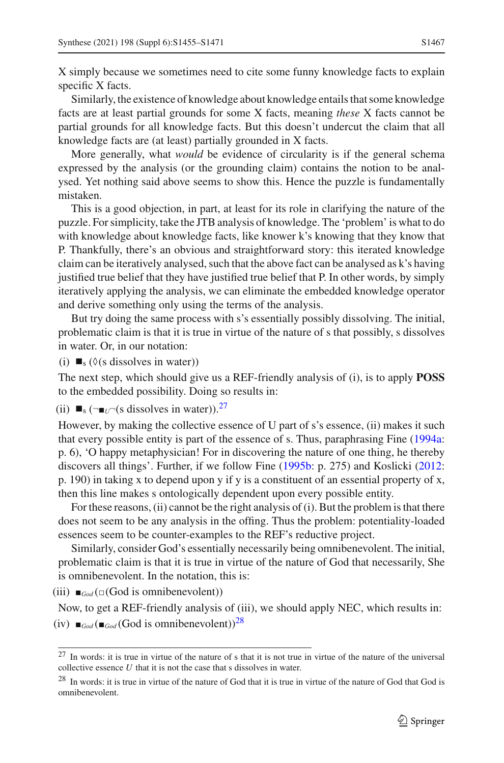X simply because we sometimes need to cite some funny knowledge facts to explain specific X facts.

Similarly, the existence of knowledge about knowledge entails that some knowledge facts are at least partial grounds for some X facts, meaning *these* X facts cannot be partial grounds for all knowledge facts. But this doesn't undercut the claim that all knowledge facts are (at least) partially grounded in X facts.

More generally, what *would* be evidence of circularity is if the general schema expressed by the analysis (or the grounding claim) contains the notion to be analysed. Yet nothing said above seems to show this. Hence the puzzle is fundamentally mistaken.

This is a good objection, in part, at least for its role in clarifying the nature of the puzzle. For simplicity, take the JTB analysis of knowledge. The 'problem' is what to do with knowledge about knowledge facts, like knower k's knowing that they know that P. Thankfully, there's an obvious and straightforward story: this iterated knowledge claim can be iteratively analysed, such that the above fact can be analysed as k's having justified true belief that they have justified true belief that P. In other words, by simply iteratively applying the analysis, we can eliminate the embedded knowledge operator and derive something only using the terms of the analysis.

But try doing the same process with s's essentially possibly dissolving. The initial, problematic claim is that it is true in virtue of the nature of s that possibly, s dissolves in water. Or, in our notation:

(i) $\blacksquare_s$ ($\Diamond$(s dissolves in water))

The next step, which should give us a REF-friendly analysis of (i), is to apply **POSS** to the embedded possibility. Doing so results in:

(ii) $\blacksquare_s$ ($\neg\blacksquare_U\neg$(s dissolves in water)).[27]

However, by making the collective essence of U part of s's essence, (ii) makes it such that every possible entity is part of the essence of s. Thus, paraphrasing Fine (1994a: p. 6), 'O happy metaphysician! For in discovering the nature of one thing, he thereby discovers all things'. Further, if we follow Fine (1995b: p. 275) and Koslicki (2012: p. 190) in taking x to depend upon y if y is a constituent of an essential property of x, then this line makes s ontologically dependent upon every possible entity.

For these reasons, (ii) cannot be the right analysis of (i). But the problem is that there does not seem to be any analysis in the offing. Thus the problem: potentiality-loaded essences seem to be counter-examples to the REF's reductive project.

Similarly, consider God's essentially necessarily being omnibenevolent. The initial, problematic claim is that it is true in virtue of the nature of God that necessarily, She is omnibenevolent. In the notation, this is:

(iii) $\blacksquare_{God}$ ($\Box$(God is omnibenevolent))

Now, to get a REF-friendly analysis of (iii), we should apply NEC, which results in:

(iv) $\blacksquare_{God}$ ($\blacksquare_{God}$ (God is omnibenevolent))[28]

---

[27] In words: it is true in virtue of the nature of s that it is not true in virtue of the nature of the universal collective essence $U$ that it is not the case that s dissolves in water.

[28] In words: it is true in virtue of the nature of God that it is true in virtue of the nature of God that God is omnibenevolent.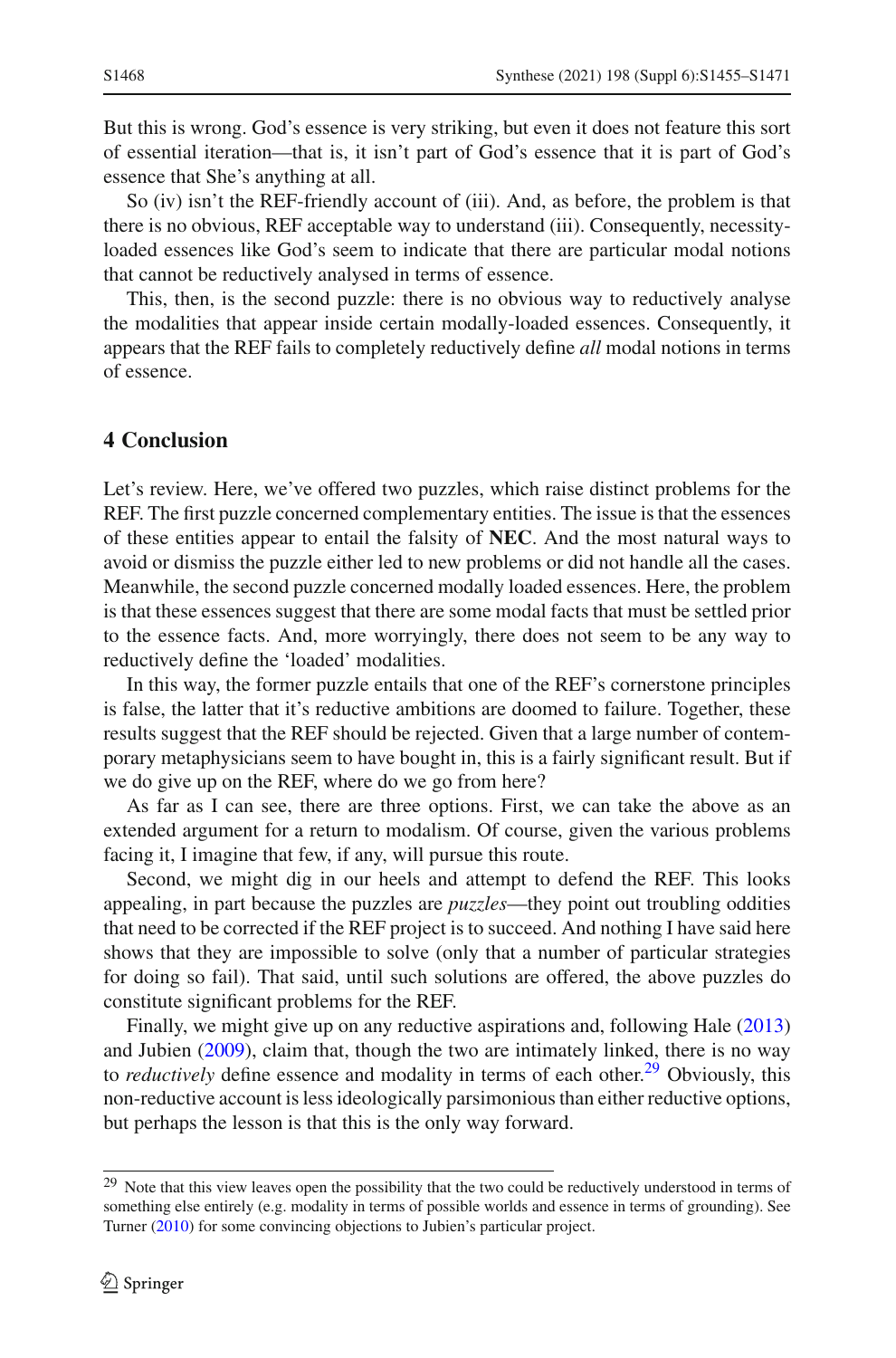But this is wrong. God's essence is very striking, but even it does not feature this sort of essential iteration—that is, it isn't part of God's essence that it is part of God's essence that She's anything at all.

So (iv) isn't the REF-friendly account of (iii). And, as before, the problem is that there is no obvious, REF acceptable way to understand (iii). Consequently, necessity-loaded essences like God's seem to indicate that there are particular modal notions that cannot be reductively analysed in terms of essence.

This, then, is the second puzzle: there is no obvious way to reductively analyse the modalities that appear inside certain modally-loaded essences. Consequently, it appears that the REF fails to completely reductively define *all* modal notions in terms of essence.

## 4 Conclusion

Let's review. Here, we've offered two puzzles, which raise distinct problems for the REF. The first puzzle concerned complementary entities. The issue is that the essences of these entities appear to entail the falsity of **NEC**. And the most natural ways to avoid or dismiss the puzzle either led to new problems or did not handle all the cases. Meanwhile, the second puzzle concerned modally loaded essences. Here, the problem is that these essences suggest that there are some modal facts that must be settled prior to the essence facts. And, more worryingly, there does not seem to be any way to reductively define the 'loaded' modalities.

In this way, the former puzzle entails that one of the REF's cornerstone principles is false, the latter that it's reductive ambitions are doomed to failure. Together, these results suggest that the REF should be rejected. Given that a large number of contemporary metaphysicians seem to have bought in, this is a fairly significant result. But if we do give up on the REF, where do we go from here?

As far as I can see, there are three options. First, we can take the above as an extended argument for a return to modalism. Of course, given the various problems facing it, I imagine that few, if any, will pursue this route.

Second, we might dig in our heels and attempt to defend the REF. This looks appealing, in part because the puzzles are *puzzles*—they point out troubling oddities that need to be corrected if the REF project is to succeed. And nothing I have said here shows that they are impossible to solve (only that a number of particular strategies for doing so fail). That said, until such solutions are offered, the above puzzles do constitute significant problems for the REF.

Finally, we might give up on any reductive aspirations and, following Hale (2013) and Jubien (2009), claim that, though the two are intimately linked, there is no way to *reductively* define essence and modality in terms of each other.[29] Obviously, this non-reductive account is less ideologically parsimonious than either reductive options, but perhaps the lesson is that this is the only way forward.

---

[29] Note that this view leaves open the possibility that the two could be reductively understood in terms of something else entirely (e.g. modality in terms of possible worlds and essence in terms of grounding). See Turner (2010) for some convincing objections to Jubien's particular project.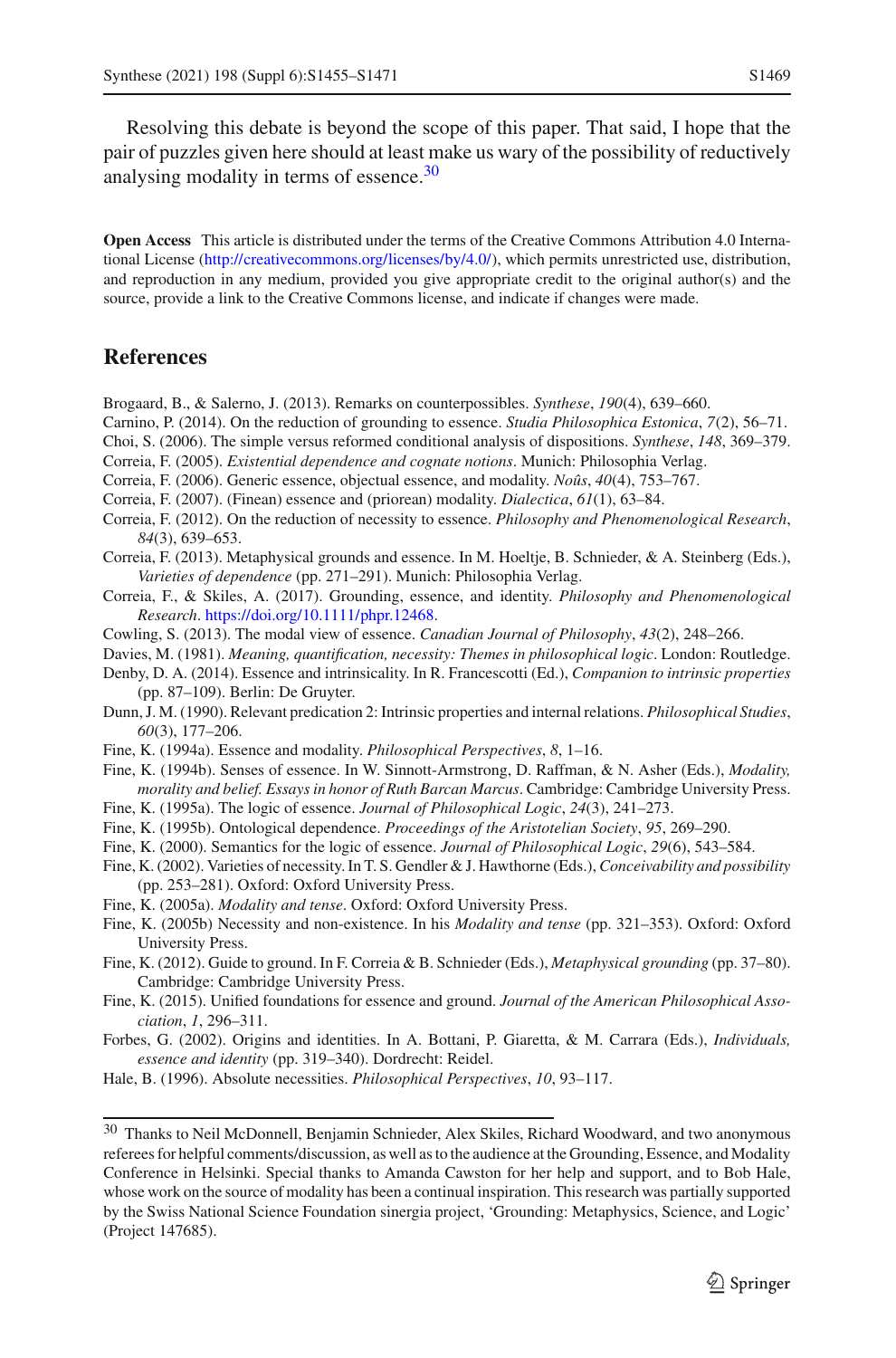Resolving this debate is beyond the scope of this paper. That said, I hope that the pair of puzzles given here should at least make us wary of the possibility of reductively analysing modality in terms of essence.[30]

**Open Access** This article is distributed under the terms of the Creative Commons Attribution 4.0 International License (http://creativecommons.org/licenses/by/4.0/), which permits unrestricted use, distribution, and reproduction in any medium, provided you give appropriate credit to the original author(s) and the source, provide a link to the Creative Commons license, and indicate if changes were made.

## References

Brogaard, B., & Salerno, J. (2013). Remarks on counterpossibles. *Synthese*, *190*(4), 639–660.

Carnino, P. (2014). On the reduction of grounding to essence. *Studia Philosophica Estonica*, *7*(2), 56–71.

Choi, S. (2006). The simple versus reformed conditional analysis of dispositions. *Synthese*, *148*, 369–379.

Correia, F. (2005). *Existential dependence and cognate notions*. Munich: Philosophia Verlag.

Correia, F. (2006). Generic essence, objectual essence, and modality. *Noûs*, *40*(4), 753–767.

Correia, F. (2007). (Finean) essence and (priorean) modality. *Dialectica*, *61*(1), 63–84.

Correia, F. (2012). On the reduction of necessity to essence. *Philosophy and Phenomenological Research*, *84*(3), 639–653.

Correia, F. (2013). Metaphysical grounds and essence. In M. Hoeltje, B. Schnieder, & A. Steinberg (Eds.), *Varieties of dependence* (pp. 271–291). Munich: Philosophia Verlag.

Correia, F., & Skiles, A. (2017). Grounding, essence, and identity. *Philosophy and Phenomenological Research*. https://doi.org/10.1111/phpr.12468.

Cowling, S. (2013). The modal view of essence. *Canadian Journal of Philosophy*, *43*(2), 248–266.

Davies, M. (1981). *Meaning, quantification, necessity: Themes in philosophical logic*. London: Routledge.

Denby, D. A. (2014). Essence and intrinsicality. In R. Francescotti (Ed.), *Companion to intrinsic properties* (pp. 87–109). Berlin: De Gruyter.

Dunn, J. M. (1990). Relevant predication 2: Intrinsic properties and internal relations. *Philosophical Studies*, *60*(3), 177–206.

Fine, K. (1994a). Essence and modality. *Philosophical Perspectives*, *8*, 1–16.

Fine, K. (1994b). Senses of essence. In W. Sinnott-Armstrong, D. Raffman, & N. Asher (Eds.), *Modality, morality and belief. Essays in honor of Ruth Barcan Marcus*. Cambridge: Cambridge University Press.

Fine, K. (1995a). The logic of essence. *Journal of Philosophical Logic*, *24*(3), 241–273.

Fine, K. (1995b). Ontological dependence. *Proceedings of the Aristotelian Society*, *95*, 269–290.

Fine, K. (2000). Semantics for the logic of essence. *Journal of Philosophical Logic*, *29*(6), 543–584.

Fine, K. (2002). Varieties of necessity. In T. S. Gendler & J. Hawthorne (Eds.), *Conceivability and possibility* (pp. 253–281). Oxford: Oxford University Press.

Fine, K. (2005a). *Modality and tense*. Oxford: Oxford University Press.

Fine, K. (2005b) Necessity and non-existence. In his *Modality and tense* (pp. 321–353). Oxford: Oxford University Press.

Fine, K. (2012). Guide to ground. In F. Correia & B. Schnieder (Eds.), *Metaphysical grounding* (pp. 37–80). Cambridge: Cambridge University Press.

Fine, K. (2015). Unified foundations for essence and ground. *Journal of the American Philosophical Association*, *1*, 296–311.

Forbes, G. (2002). Origins and identities. In A. Bottani, P. Giaretta, & M. Carrara (Eds.), *Individuals, essence and identity* (pp. 319–340). Dordrecht: Reidel.

Hale, B. (1996). Absolute necessities. *Philosophical Perspectives*, *10*, 93–117.

---

[30] Thanks to Neil McDonnell, Benjamin Schnieder, Alex Skiles, Richard Woodward, and two anonymous referees for helpful comments/discussion, as well as to the audience at the Grounding, Essence, and Modality Conference in Helsinki. Special thanks to Amanda Cawston for her help and support, and to Bob Hale, whose work on the source of modality has been a continual inspiration. This research was partially supported by the Swiss National Science Foundation sinergia project, 'Grounding: Metaphysics, Science, and Logic' (Project 147685).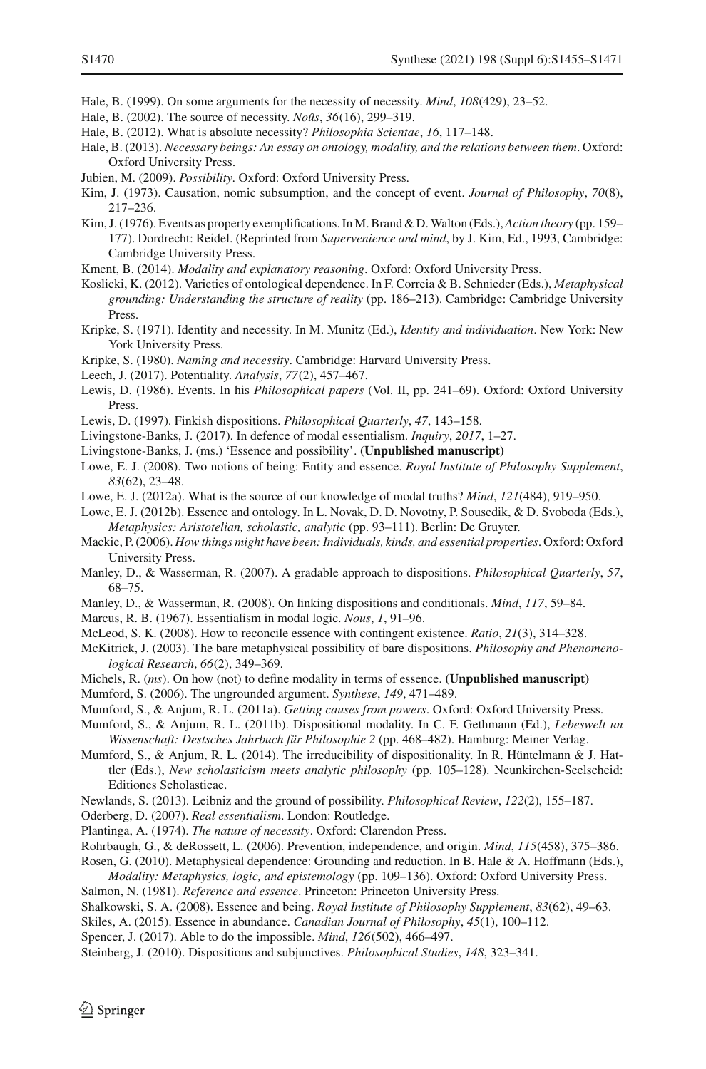Hale, B. (1999). On some arguments for the necessity of necessity. *Mind*, *108*(429), 23–52.

Hale, B. (2002). The source of necessity. *Noûs*, *36*(16), 299–319.

Hale, B. (2012). What is absolute necessity? *Philosophia Scientae*, *16*, 117–148.

Hale, B. (2013). *Necessary beings: An essay on ontology, modality, and the relations between them*. Oxford: Oxford University Press.

Jubien, M. (2009). *Possibility*. Oxford: Oxford University Press.

Kim, J. (1973). Causation, nomic subsumption, and the concept of event. *Journal of Philosophy*, *70*(8), 217–236.

Kim, J. (1976). Events as property exemplifications. In M. Brand & D. Walton (Eds.), *Action theory* (pp. 159–177). Dordrecht: Reidel. (Reprinted from *Supervenience and mind*, by J. Kim, Ed., 1993, Cambridge: Cambridge University Press.

Kment, B. (2014). *Modality and explanatory reasoning*. Oxford: Oxford University Press.

Koslicki, K. (2012). Varieties of ontological dependence. In F. Correia & B. Schnieder (Eds.), *Metaphysical grounding: Understanding the structure of reality* (pp. 186–213). Cambridge: Cambridge University Press.

Kripke, S. (1971). Identity and necessity. In M. Munitz (Ed.), *Identity and individuation*. New York: New York University Press.

Kripke, S. (1980). *Naming and necessity*. Cambridge: Harvard University Press.

Leech, J. (2017). Potentiality. *Analysis*, *77*(2), 457–467.

Lewis, D. (1986). Events. In his *Philosophical papers* (Vol. II, pp. 241–69). Oxford: Oxford University Press.

Lewis, D. (1997). Finkish dispositions. *Philosophical Quarterly*, *47*, 143–158.

Livingstone-Banks, J. (2017). In defence of modal essentialism. *Inquiry*, *2017*, 1–27.

Livingstone-Banks, J. (ms.) 'Essence and possibility'. **(Unpublished manuscript)**

Lowe, E. J. (2008). Two notions of being: Entity and essence. *Royal Institute of Philosophy Supplement*, *83*(62), 23–48.

Lowe, E. J. (2012a). What is the source of our knowledge of modal truths? *Mind*, *121*(484), 919–950.

Lowe, E. J. (2012b). Essence and ontology. In L. Novak, D. D. Novotny, P. Sousedik, & D. Svoboda (Eds.), *Metaphysics: Aristotelian, scholastic, analytic* (pp. 93–111). Berlin: De Gruyter.

Mackie, P. (2006). *How things might have been: Individuals, kinds, and essential properties*. Oxford: Oxford University Press.

Manley, D., & Wasserman, R. (2007). A gradable approach to dispositions. *Philosophical Quarterly*, *57*, 68–75.

Manley, D., & Wasserman, R. (2008). On linking dispositions and conditionals. *Mind*, *117*, 59–84.

Marcus, R. B. (1967). Essentialism in modal logic. *Nous*, *1*, 91–96.

McLeod, S. K. (2008). How to reconcile essence with contingent existence. *Ratio*, *21*(3), 314–328.

McKitrick, J. (2003). The bare metaphysical possibility of bare dispositions. *Philosophy and Phenomenological Research*, *66*(2), 349–369.

Michels, R. (*ms*). On how (not) to define modality in terms of essence. **(Unpublished manuscript)**

Mumford, S. (2006). The ungrounded argument. *Synthese*, *149*, 471–489.

Mumford, S., & Anjum, R. L. (2011a). *Getting causes from powers*. Oxford: Oxford University Press.

Mumford, S., & Anjum, R. L. (2011b). Dispositional modality. In C. F. Gethmann (Ed.), *Lebeswelt un Wissenschaft: Destsches Jahrbuch für Philosophie 2* (pp. 468–482). Hamburg: Meiner Verlag.

Mumford, S., & Anjum, R. L. (2014). The irreducibility of dispositionality. In R. Hüntelmann & J. Hattler (Eds.), *New scholasticism meets analytic philosophy* (pp. 105–128). Neunkirchen-Seelscheid: Editiones Scholasticae.

Newlands, S. (2013). Leibniz and the ground of possibility. *Philosophical Review*, *122*(2), 155–187.

Oderberg, D. (2007). *Real essentialism*. London: Routledge.

Plantinga, A. (1974). *The nature of necessity*. Oxford: Clarendon Press.

Rohrbaugh, G., & deRossett, L. (2006). Prevention, independence, and origin. *Mind*, *115*(458), 375–386.

Rosen, G. (2010). Metaphysical dependence: Grounding and reduction. In B. Hale & A. Hoffmann (Eds.), *Modality: Metaphysics, logic, and epistemology* (pp. 109–136). Oxford: Oxford University Press.

Salmon, N. (1981). *Reference and essence*. Princeton: Princeton University Press.

Shalkowski, S. A. (2008). Essence and being. *Royal Institute of Philosophy Supplement*, *83*(62), 49–63.

Skiles, A. (2015). Essence in abundance. *Canadian Journal of Philosophy*, *45*(1), 100–112.

Spencer, J. (2017). Able to do the impossible. *Mind*, *126*(502), 466–497.

Steinberg, J. (2010). Dispositions and subjunctives. *Philosophical Studies*, *148*, 323–341.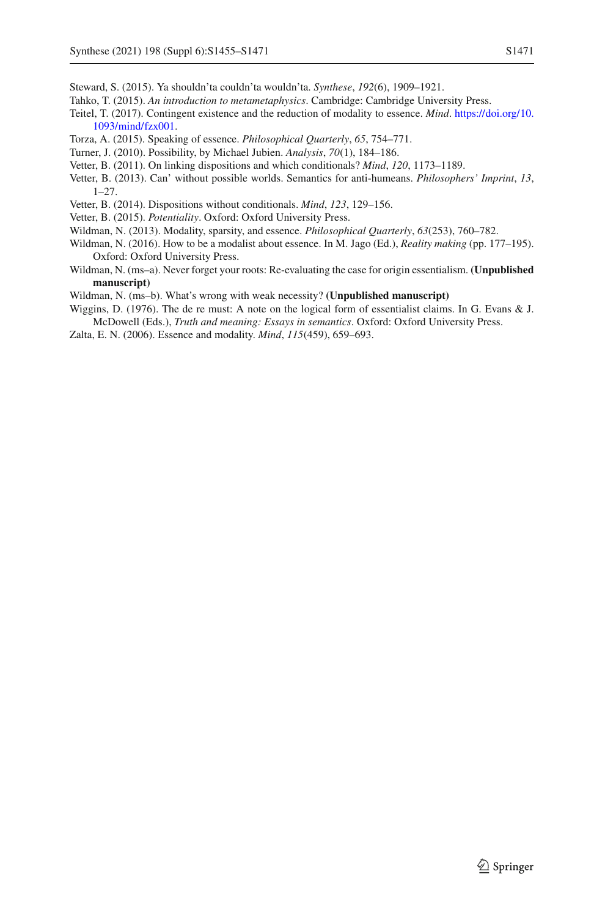Steward, S. (2015). Ya shouldn't'ta couldn't'ta wouldn't'ta. *Synthese*, *192*(6), 1909–1921.

Tahko, T. (2015). *An introduction to metametaphysics*. Cambridge: Cambridge University Press.

Teitel, T. (2017). Contingent existence and the reduction of modality to essence. *Mind*. https://doi.org/10.1093/mind/fzx001.

Torza, A. (2015). Speaking of essence. *Philosophical Quarterly*, *65*, 754–771.

Turner, J. (2010). Possibility, by Michael Jubien. *Analysis*, *70*(1), 184–186.

Vetter, B. (2011). On linking dispositions and which conditionals? *Mind*, *120*, 1173–1189.

Vetter, B. (2013). Can' without possible worlds. Semantics for anti-humeans. *Philosophers' Imprint*, *13*, 1–27.

Vetter, B. (2014). Dispositions without conditionals. *Mind*, *123*, 129–156.

Vetter, B. (2015). *Potentiality*. Oxford: Oxford University Press.

Wildman, N. (2013). Modality, sparsity, and essence. *Philosophical Quarterly*, *63*(253), 760–782.

Wildman, N. (2016). How to be a modalist about essence. In M. Jago (Ed.), *Reality making* (pp. 177–195). Oxford: Oxford University Press.

Wildman, N. (ms–a). Never forget your roots: Re-evaluating the case for origin essentialism. **(Unpublished manuscript)**

Wildman, N. (ms–b). What's wrong with weak necessity? **(Unpublished manuscript)**

Wiggins, D. (1976). The de re must: A note on the logical form of essentialist claims. In G. Evans & J. McDowell (Eds.), *Truth and meaning: Essays in semantics*. Oxford: Oxford University Press.

Zalta, E. N. (2006). Essence and modality. *Mind*, *115*(459), 659–693.